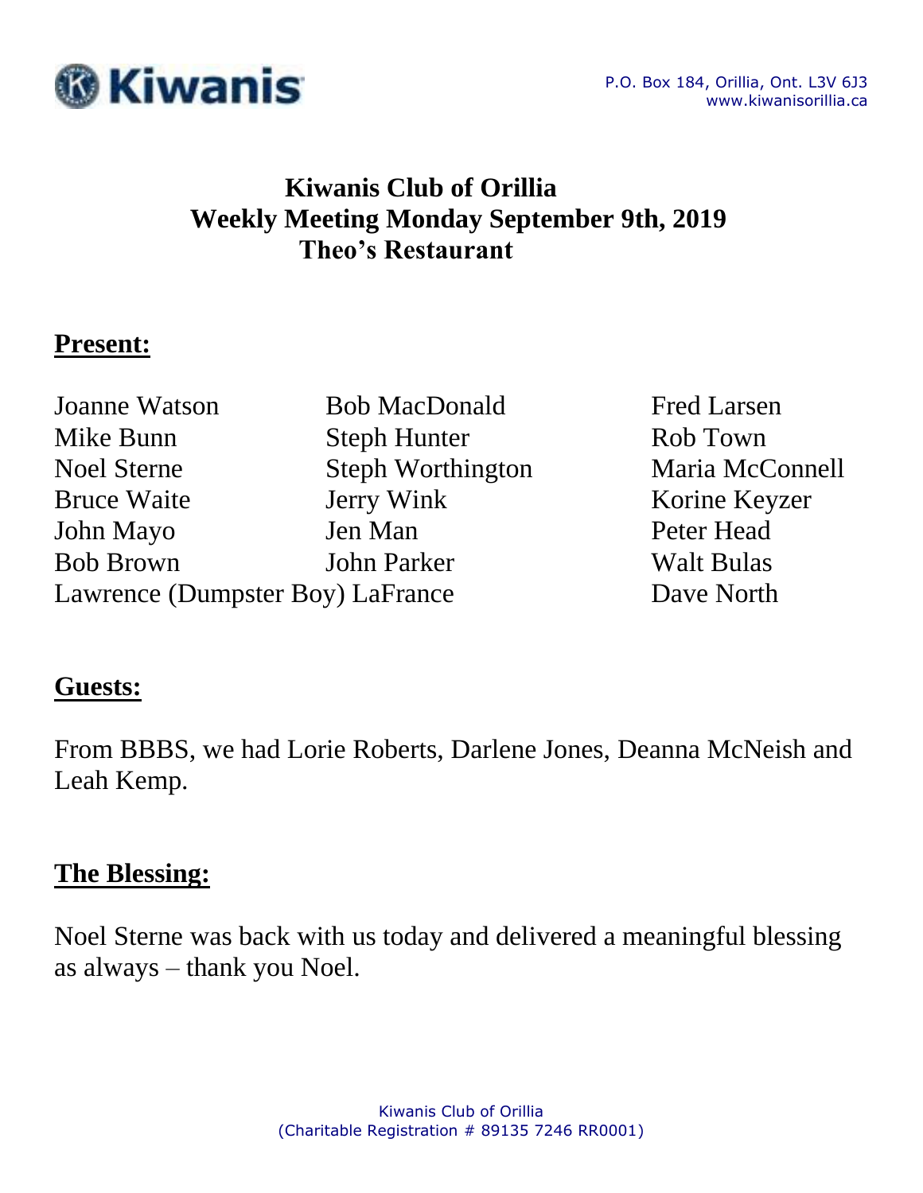# Kiwanis Club of Orillia

## Weekly Meeting Monday September 9th, 2019

## Theo's Restaurant

**Present:**

| | | |
|---|---|---|
| Joanne Watson | Bob MacDonald | Fred Larsen |
| Mike Bunn | Steph Hunter | Rob Town |
| Noel Sterne | Steph Worthington | Maria McConnell |
| Bruce Waite | Jerry Wink | Korine Keyzer |
| John Mayo | Jen Man | Peter Head |
| Bob Brown | John Parker | Walt Bulas |
| Lawrence (Dumpster Boy) LaFrance | | Dave North |

**Guests:**

From BBBS, we had Lorie Roberts, Darlene Jones, Deanna McNeish and Leah Kemp.

**The Blessing:**

Noel Sterne was back with us today and delivered a meaningful blessing as always – thank you Noel.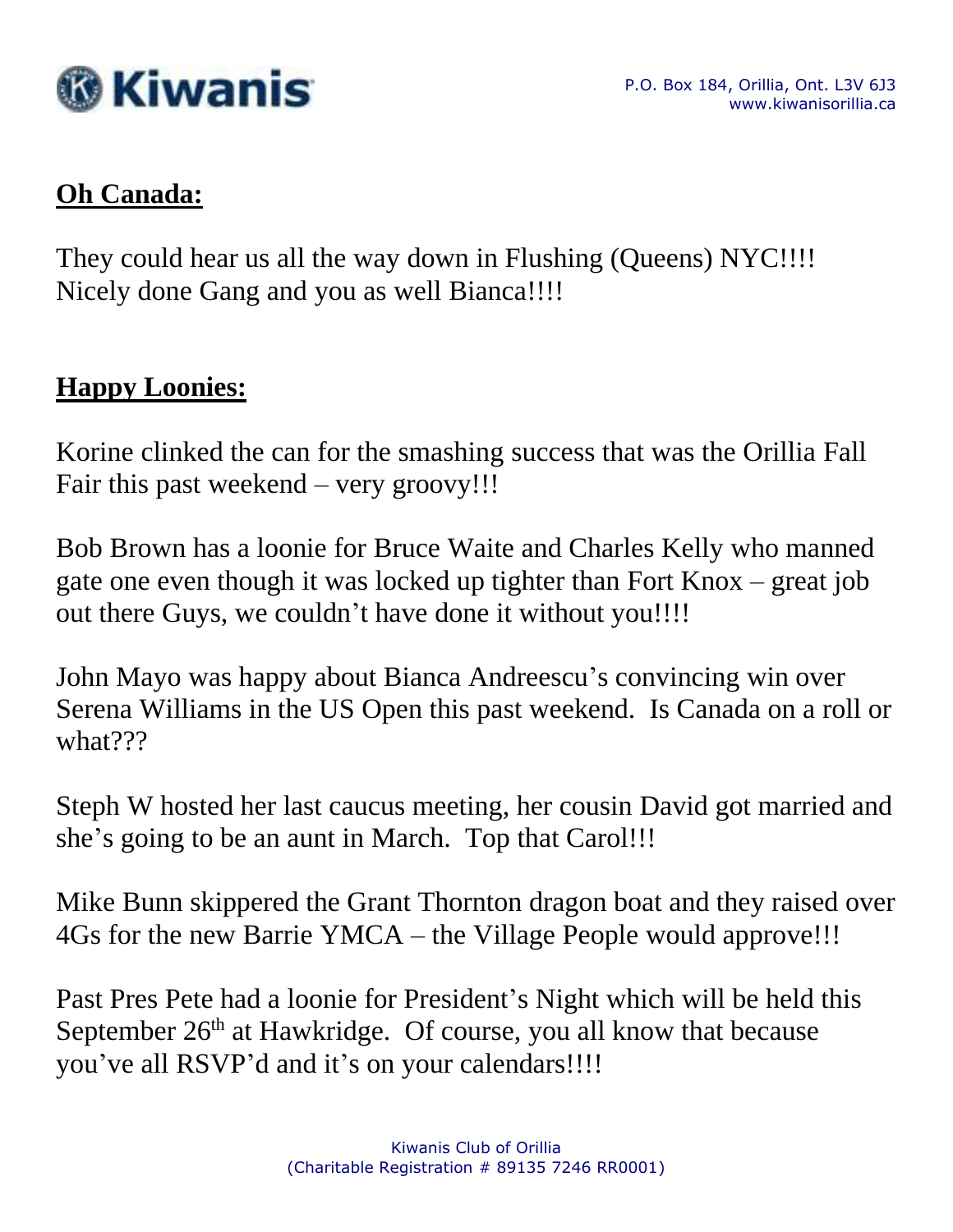## Oh Canada:

They could hear us all the way down in Flushing (Queens) NYC!!!! Nicely done Gang and you as well Bianca!!!!

## Happy Loonies:

Korine clinked the can for the smashing success that was the Orillia Fall Fair this past weekend – very groovy!!!

Bob Brown has a loonie for Bruce Waite and Charles Kelly who manned gate one even though it was locked up tighter than Fort Knox – great job out there Guys, we couldn't have done it without you!!!!

John Mayo was happy about Bianca Andreescu's convincing win over Serena Williams in the US Open this past weekend. Is Canada on a roll or what???

Steph W hosted her last caucus meeting, her cousin David got married and she's going to be an aunt in March. Top that Carol!!!

Mike Bunn skippered the Grant Thornton dragon boat and they raised over 4Gs for the new Barrie YMCA – the Village People would approve!!!

Past Pres Pete had a loonie for President's Night which will be held this September 26th at Hawkridge. Of course, you all know that because you've all RSVP'd and it's on your calendars!!!!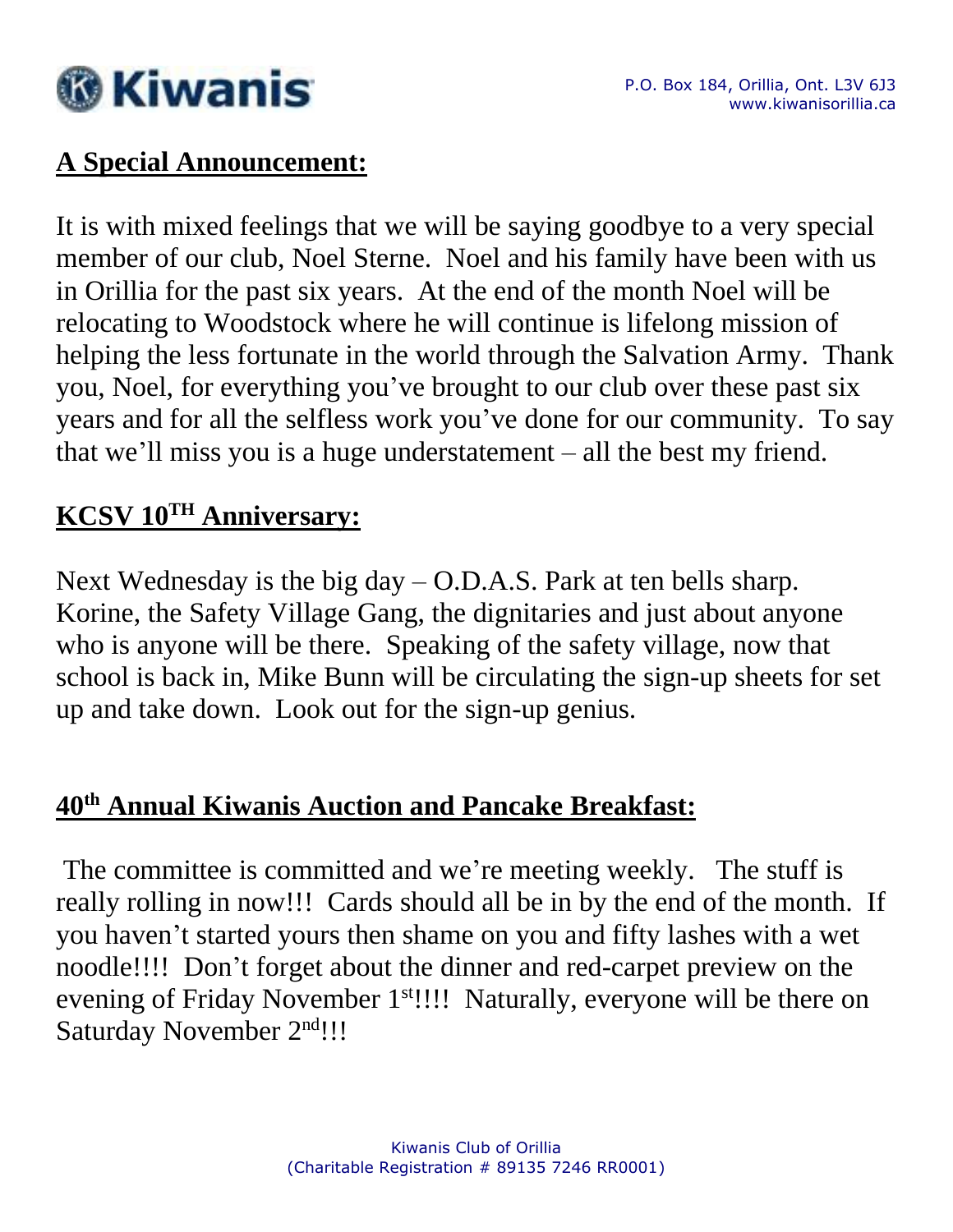## A Special Announcement:

It is with mixed feelings that we will be saying goodbye to a very special member of our club, Noel Sterne. Noel and his family have been with us in Orillia for the past six years. At the end of the month Noel will be relocating to Woodstock where he will continue is lifelong mission of helping the less fortunate in the world through the Salvation Army. Thank you, Noel, for everything you've brought to our club over these past six years and for all the selfless work you've done for our community. To say that we'll miss you is a huge understatement – all the best my friend.

## KCSV 10TH Anniversary:

Next Wednesday is the big day – O.D.A.S. Park at ten bells sharp. Korine, the Safety Village Gang, the dignitaries and just about anyone who is anyone will be there. Speaking of the safety village, now that school is back in, Mike Bunn will be circulating the sign-up sheets for set up and take down. Look out for the sign-up genius.

## 40th Annual Kiwanis Auction and Pancake Breakfast:

The committee is committed and we're meeting weekly. The stuff is really rolling in now!!! Cards should all be in by the end of the month. If you haven't started yours then shame on you and fifty lashes with a wet noodle!!!! Don't forget about the dinner and red-carpet preview on the evening of Friday November 1st!!!! Naturally, everyone will be there on Saturday November 2nd!!!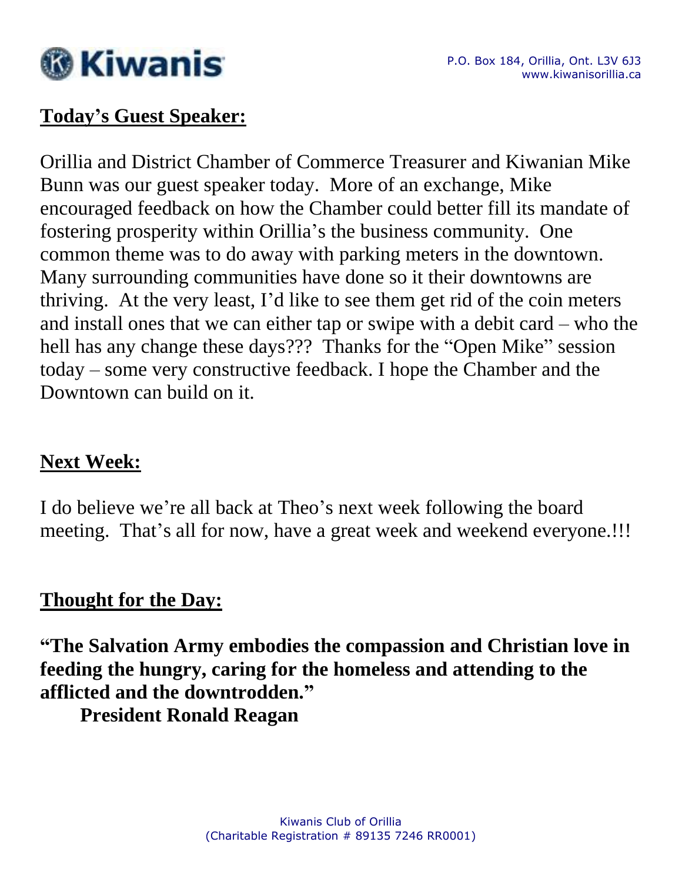## Today's Guest Speaker:

Orillia and District Chamber of Commerce Treasurer and Kiwanian Mike Bunn was our guest speaker today. More of an exchange, Mike encouraged feedback on how the Chamber could better fill its mandate of fostering prosperity within Orillia's the business community. One common theme was to do away with parking meters in the downtown. Many surrounding communities have done so it their downtowns are thriving. At the very least, I'd like to see them get rid of the coin meters and install ones that we can either tap or swipe with a debit card – who the hell has any change these days??? Thanks for the "Open Mike" session today – some very constructive feedback. I hope the Chamber and the Downtown can build on it.

## Next Week:

I do believe we're all back at Theo's next week following the board meeting. That's all for now, have a great week and weekend everyone.!!!

## Thought for the Day:

**"The Salvation Army embodies the compassion and Christian love in feeding the hungry, caring for the homeless and attending to the afflicted and the downtrodden."**
**President Ronald Reagan**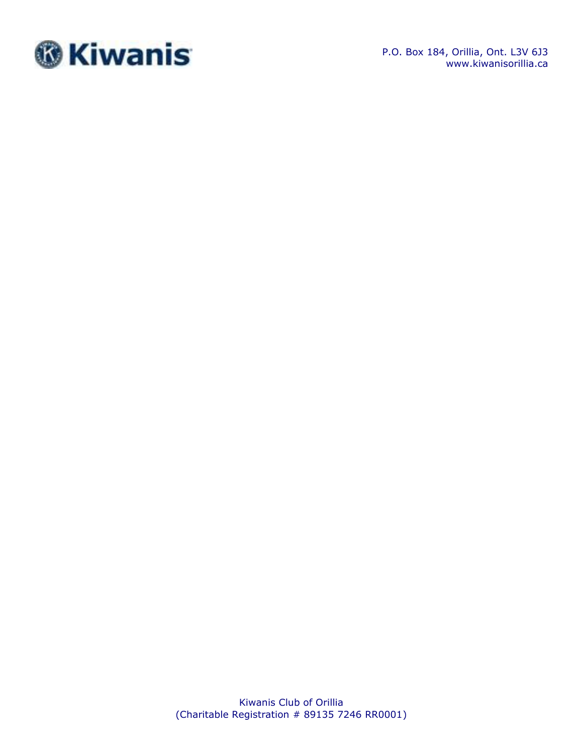Kiwanis

P.O. Box 184, Orillia, Ont. L3V 6J3
www.kiwanisorillia.ca

Kiwanis Club of Orillia
(Charitable Registration # 89135 7246 RR0001)